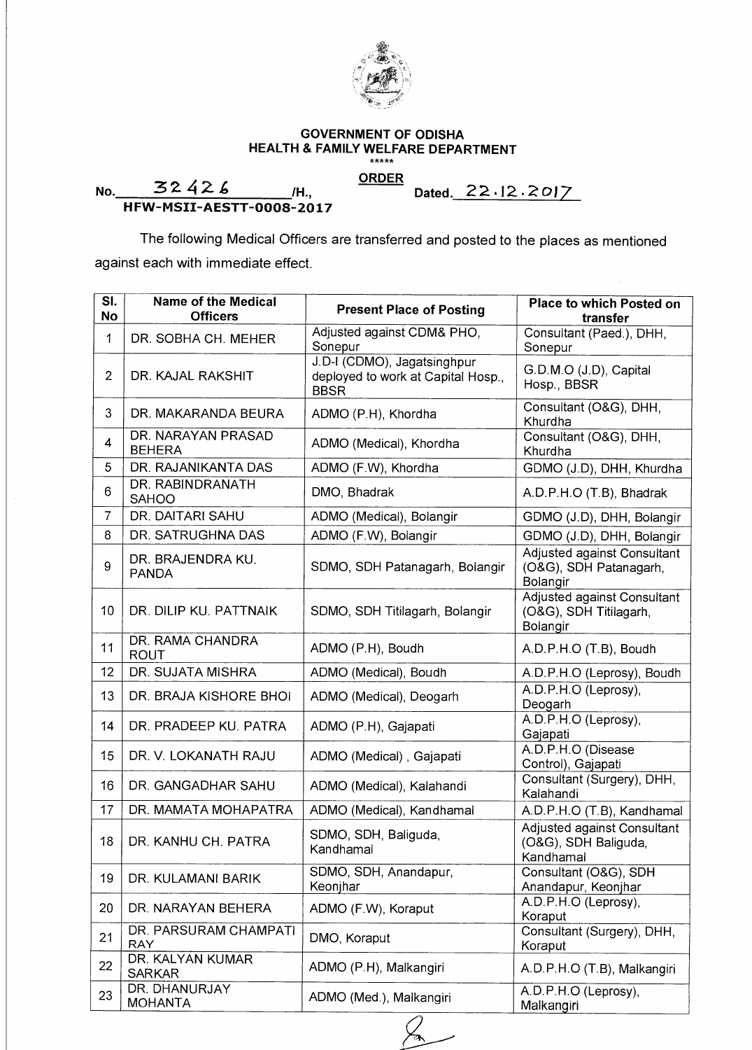# GOVERNMENT OF ODISHA
## HEALTH & FAMILY WELFARE DEPARTMENT

\*\*\*\*\*

**ORDER**

No. 32426 /H., Dated. 22.12.2017
**HFW-MSII-AESTT-0008-2017**

The following Medical Officers are transferred and posted to the places as mentioned against each with immediate effect.

| Sl. No | Name of the Medical Officers | Present Place of Posting | Place to which Posted on transfer |
|---|---|---|---|
| 1 | DR. SOBHA CH. MEHER | Adjusted against CDM& PHO, Sonepur | Consultant (Paed.), DHH, Sonepur |
| 2 | DR. KAJAL RAKSHIT | J.D-I (CDMO), Jagatsinghpur deployed to work at Capital Hosp., BBSR | G.D.M.O (J.D), Capital Hosp., BBSR |
| 3 | DR. MAKARANDA BEURA | ADMO (P.H), Khordha | Consultant (O&G), DHH, Khurdha |
| 4 | DR. NARAYAN PRASAD BEHERA | ADMO (Medical), Khordha | Consultant (O&G), DHH, Khurdha |
| 5 | DR. RAJANIKANTA DAS | ADMO (F.W), Khordha | GDMO (J.D), DHH, Khurdha |
| 6 | DR. RABINDRANATH SAHOO | DMO, Bhadrak | A.D.P.H.O (T.B), Bhadrak |
| 7 | DR. DAITARI SAHU | ADMO (Medical), Bolangir | GDMO (J.D), DHH, Bolangir |
| 8 | DR. SATRUGHNA DAS | ADMO (F.W), Bolangir | GDMO (J.D), DHH, Bolangir |
| 9 | DR. BRAJENDRA KU. PANDA | SDMO, SDH Patanagarh, Bolangir | Adjusted against Consultant (O&G), SDH Patanagarh, Bolangir |
| 10 | DR. DILIP KU. PATTNAIK | SDMO, SDH Titilagarh, Bolangir | Adjusted against Consultant (O&G), SDH Titilagarh, Bolangir |
| 11 | DR. RAMA CHANDRA ROUT | ADMO (P.H), Boudh | A.D.P.H.O (T.B), Boudh |
| 12 | DR. SUJATA MISHRA | ADMO (Medical), Boudh | A.D.P.H.O (Leprosy), Boudh |
| 13 | DR. BRAJA KISHORE BHOI | ADMO (Medical), Deogarh | A.D.P.H.O (Leprosy), Deogarh |
| 14 | DR. PRADEEP KU. PATRA | ADMO (P.H), Gajapati | A.D.P.H.O (Leprosy), Gajapati |
| 15 | DR. V. LOKANATH RAJU | ADMO (Medical) , Gajapati | A.D.P.H.O (Disease Control), Gajapati |
| 16 | DR. GANGADHAR SAHU | ADMO (Medical), Kalahandi | Consultant (Surgery), DHH, Kalahandi |
| 17 | DR. MAMATA MOHAPATRA | ADMO (Medical), Kandhamal | A.D.P.H.O (T.B), Kandhamal |
| 18 | DR. KANHU CH. PATRA | SDMO, SDH, Baliguda, Kandhamal | Adjusted against Consultant (O&G), SDH Baliguda, Kandhamal |
| 19 | DR. KULAMANI BARIK | SDMO, SDH, Anandapur, Keonjhar | Consultant (O&G), SDH Anandapur, Keonjhar |
| 20 | DR. NARAYAN BEHERA | ADMO (F.W), Koraput | A.D.P.H.O (Leprosy), Koraput |
| 21 | DR. PARSURAM CHAMPATI RAY | DMO, Koraput | Consultant (Surgery), DHH, Koraput |
| 22 | DR. KALYAN KUMAR SARKAR | ADMO (P.H), Malkangiri | A.D.P.H.O (T.B), Malkangiri |
| 23 | DR. DHANURJAY MOHANTA | ADMO (Med.), Malkangiri | A.D.P.H.O (Leprosy), Malkangiri |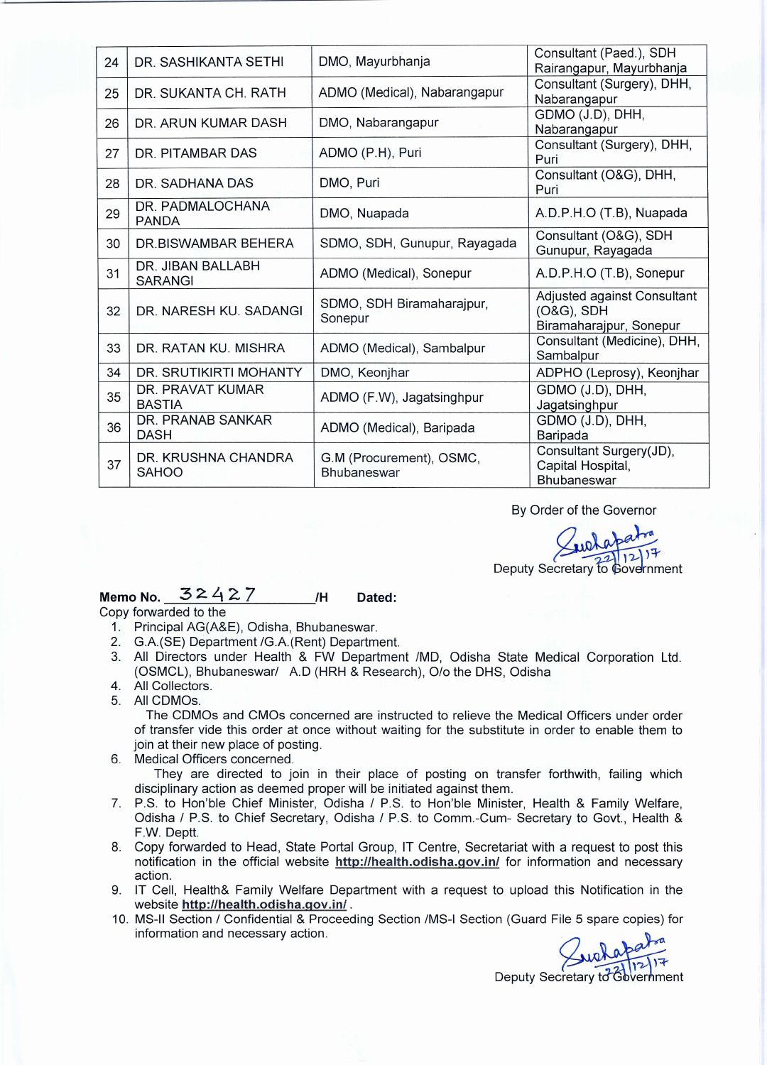| | | | |
|---|---|---|---|
| 24 | DR. SASHIKANTA SETHI | DMO, Mayurbhanja | Consultant (Paed.), SDH Rairangapur, Mayurbhanja |
| 25 | DR. SUKANTA CH. RATH | ADMO (Medical), Nabarangapur | Consultant (Surgery), DHH, Nabarangapur |
| 26 | DR. ARUN KUMAR DASH | DMO, Nabarangapur | GDMO (J.D), DHH, Nabarangapur |
| 27 | DR. PITAMBAR DAS | ADMO (P.H), Puri | Consultant (Surgery), DHH, Puri |
| 28 | DR. SADHANA DAS | DMO, Puri | Consultant (O&G), DHH, Puri |
| 29 | DR. PADMALOCHANA PANDA | DMO, Nuapada | A.D.P.H.O (T.B), Nuapada |
| 30 | DR.BISWAMBAR BEHERA | SDMO, SDH, Gunupur, Rayagada | Consultant (O&G), SDH Gunupur, Rayagada |
| 31 | DR. JIBAN BALLABH SARANGI | ADMO (Medical), Sonepur | A.D.P.H.O (T.B), Sonepur |
| 32 | DR. NARESH KU. SADANGI | SDMO, SDH Biramaharajpur, Sonepur | Adjusted against Consultant (O&G), SDH Biramaharajpur, Sonepur |
| 33 | DR. RATAN KU. MISHRA | ADMO (Medical), Sambalpur | Consultant (Medicine), DHH, Sambalpur |
| 34 | DR. SRUTIKIRTI MOHANTY | DMO, Keonjhar | ADPHO (Leprosy), Keonjhar |
| 35 | DR. PRAVAT KUMAR BASTIA | ADMO (F.W), Jagatsinghpur | GDMO (J.D), DHH, Jagatsinghpur |
| 36 | DR. PRANAB SANKAR DASH | ADMO (Medical), Baripada | GDMO (J.D), DHH, Baripada |
| 37 | DR. KRUSHNA CHANDRA SAHOO | G.M (Procurement), OSMC, Bhubaneswar | Consultant Surgery(JD), Capital Hospital, Bhubaneswar |

By Order of the Governor

Sd/- 22/12/17

Deputy Secretary to Government

**Memo No.** 32427 /H **Dated:**

Copy forwarded to the

1. Principal AG(A&E), Odisha, Bhubaneswar.
2. G.A.(SE) Department /G.A.(Rent) Department.
3. All Directors under Health & FW Department /MD, Odisha State Medical Corporation Ltd. (OSMCL), Bhubaneswar/ A.D (HRH & Research), O/o the DHS, Odisha
4. All Collectors.
5. All CDMOs.
   The CDMOs and CMOs concerned are instructed to relieve the Medical Officers under order of transfer vide this order at once without waiting for the substitute in order to enable them to join at their new place of posting.
6. Medical Officers concerned.
   They are directed to join in their place of posting on transfer forthwith, failing which disciplinary action as deemed proper will be initiated against them.
7. P.S. to Hon'ble Chief Minister, Odisha / P.S. to Hon'ble Minister, Health & Family Welfare, Odisha / P.S. to Chief Secretary, Odisha / P.S. to Comm.-Cum- Secretary to Govt., Health & F.W. Deptt.
8. Copy forwarded to Head, State Portal Group, IT Centre, Secretariat with a request to post this notification in the official website **http://health.odisha.gov.in/** for information and necessary action.
9. IT Cell, Health& Family Welfare Department with a request to upload this Notification in the website **http://health.odisha.gov.in/** .
10. MS-II Section / Confidential & Proceeding Section /MS-I Section (Guard File 5 spare copies) for information and necessary action.

Sd/- 22/12/17

Deputy Secretary to Government